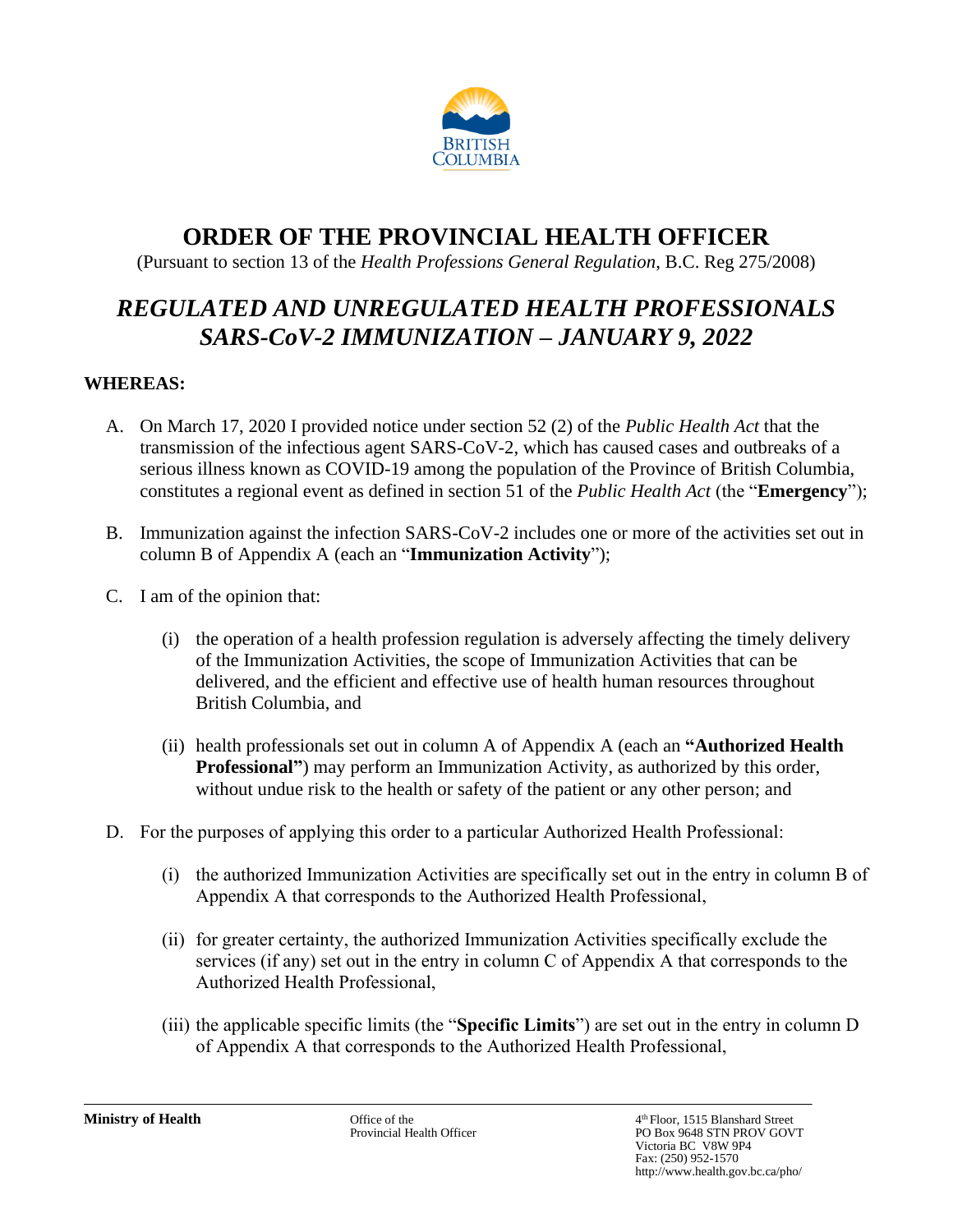# ORDER OF THE PROVINCIAL HEALTH OFFICER

(Pursuant to section 13 of the *Health Professions General Regulation*, B.C. Reg 275/2008)

## *REGULATED AND UNREGULATED HEALTH PROFESSIONALS SARS-CoV-2 IMMUNIZATION – JANUARY 9, 2022*

**WHEREAS:**

A. On March 17, 2020 I provided notice under section 52 (2) of the *Public Health Act* that the transmission of the infectious agent SARS-CoV-2, which has caused cases and outbreaks of a serious illness known as COVID-19 among the population of the Province of British Columbia, constitutes a regional event as defined in section 51 of the *Public Health Act* (the "**Emergency**");

B. Immunization against the infection SARS-CoV-2 includes one or more of the activities set out in column B of Appendix A (each an "**Immunization Activity**");

C. I am of the opinion that:

   (i) the operation of a health profession regulation is adversely affecting the timely delivery of the Immunization Activities, the scope of Immunization Activities that can be delivered, and the efficient and effective use of health human resources throughout British Columbia, and

   (ii) health professionals set out in column A of Appendix A (each an **"Authorized Health Professional"**) may perform an Immunization Activity, as authorized by this order, without undue risk to the health or safety of the patient or any other person; and

D. For the purposes of applying this order to a particular Authorized Health Professional:

   (i) the authorized Immunization Activities are specifically set out in the entry in column B of Appendix A that corresponds to the Authorized Health Professional,

   (ii) for greater certainty, the authorized Immunization Activities specifically exclude the services (if any) set out in the entry in column C of Appendix A that corresponds to the Authorized Health Professional,

   (iii) the applicable specific limits (the "**Specific Limits**") are set out in the entry in column D of Appendix A that corresponds to the Authorized Health Professional,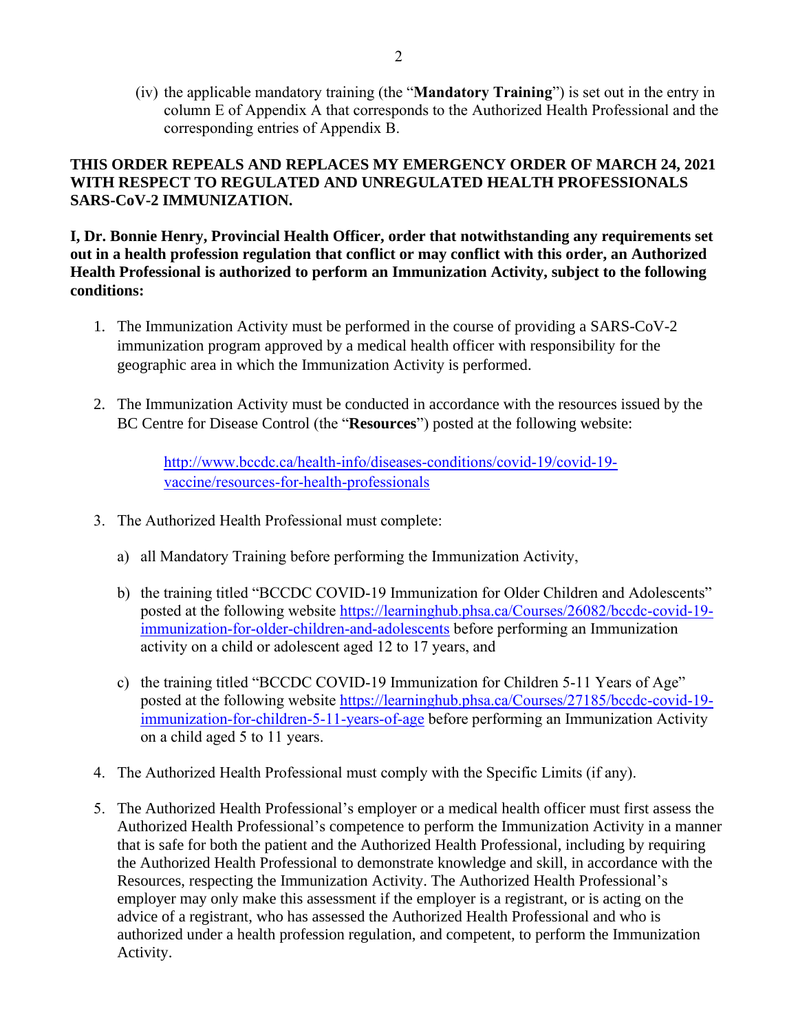(iv) the applicable mandatory training (the "**Mandatory Training**") is set out in the entry in column E of Appendix A that corresponds to the Authorized Health Professional and the corresponding entries of Appendix B.

**THIS ORDER REPEALS AND REPLACES MY EMERGENCY ORDER OF MARCH 24, 2021 WITH RESPECT TO REGULATED AND UNREGULATED HEALTH PROFESSIONALS SARS-CoV-2 IMMUNIZATION.**

**I, Dr. Bonnie Henry, Provincial Health Officer, order that notwithstanding any requirements set out in a health profession regulation that conflict or may conflict with this order, an Authorized Health Professional is authorized to perform an Immunization Activity, subject to the following conditions:**

1. The Immunization Activity must be performed in the course of providing a SARS-CoV-2 immunization program approved by a medical health officer with responsibility for the geographic area in which the Immunization Activity is performed.

2. The Immunization Activity must be conducted in accordance with the resources issued by the BC Centre for Disease Control (the "**Resources**") posted at the following website:

   [http://www.bccdc.ca/health-info/diseases-conditions/covid-19/covid-19-vaccine/resources-for-health-professionals](http://www.bccdc.ca/health-info/diseases-conditions/covid-19/covid-19-vaccine/resources-for-health-professionals)

3. The Authorized Health Professional must complete:

   a) all Mandatory Training before performing the Immunization Activity,

   b) the training titled "BCCDC COVID-19 Immunization for Older Children and Adolescents" posted at the following website [https://learninghub.phsa.ca/Courses/26082/bccdc-covid-19-immunization-for-older-children-and-adolescents](https://learninghub.phsa.ca/Courses/26082/bccdc-covid-19-immunization-for-older-children-and-adolescents) before performing an Immunization activity on a child or adolescent aged 12 to 17 years, and

   c) the training titled "BCCDC COVID-19 Immunization for Children 5-11 Years of Age" posted at the following website [https://learninghub.phsa.ca/Courses/27185/bccdc-covid-19-immunization-for-children-5-11-years-of-age](https://learninghub.phsa.ca/Courses/27185/bccdc-covid-19-immunization-for-children-5-11-years-of-age) before performing an Immunization Activity on a child aged 5 to 11 years.

4. The Authorized Health Professional must comply with the Specific Limits (if any).

5. The Authorized Health Professional's employer or a medical health officer must first assess the Authorized Health Professional's competence to perform the Immunization Activity in a manner that is safe for both the patient and the Authorized Health Professional, including by requiring the Authorized Health Professional to demonstrate knowledge and skill, in accordance with the Resources, respecting the Immunization Activity. The Authorized Health Professional's employer may only make this assessment if the employer is a registrant, or is acting on the advice of a registrant, who has assessed the Authorized Health Professional and who is authorized under a health profession regulation, and competent, to perform the Immunization Activity.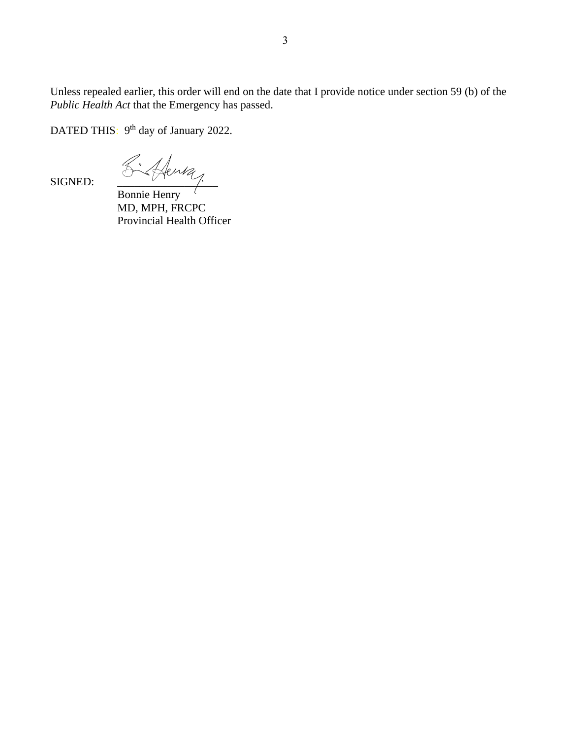Unless repealed earlier, this order will end on the date that I provide notice under section 59 (b) of the *Public Health Act* that the Emergency has passed.

DATED THIS: 9th day of January 2022.

SIGNED:

Bonnie Henry
MD, MPH, FRCPC
Provincial Health Officer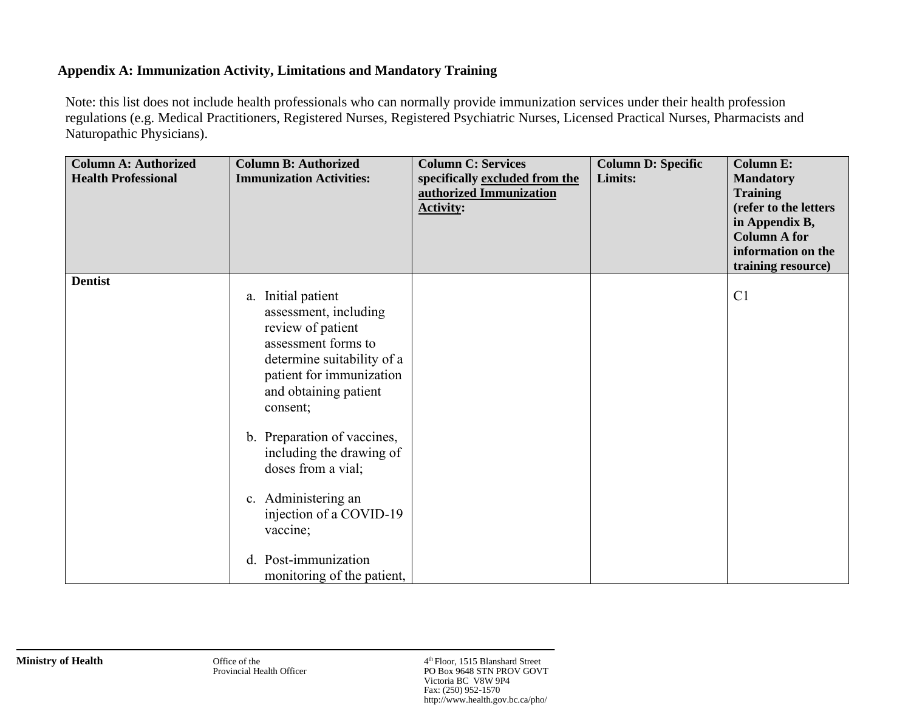**Appendix A: Immunization Activity, Limitations and Mandatory Training**

Note: this list does not include health professionals who can normally provide immunization services under their health profession regulations (e.g. Medical Practitioners, Registered Nurses, Registered Psychiatric Nurses, Licensed Practical Nurses, Pharmacists and Naturopathic Physicians).

| **Column A: Authorized Health Professional** | **Column B: Authorized Immunization Activities:** | **Column C: Services specifically excluded from the authorized Immunization Activity:** | **Column D: Specific Limits:** | **Column E: Mandatory Training (refer to the letters in Appendix B, Column A for information on the training resource)** |
|---|---|---|---|---|
| **Dentist** | a. Initial patient assessment, including review of patient assessment forms to determine suitability of a patient for immunization and obtaining patient consent;<br><br>b. Preparation of vaccines, including the drawing of doses from a vial;<br><br>c. Administering an injection of a COVID-19 vaccine;<br><br>d. Post-immunization monitoring of the patient, | | | C1 |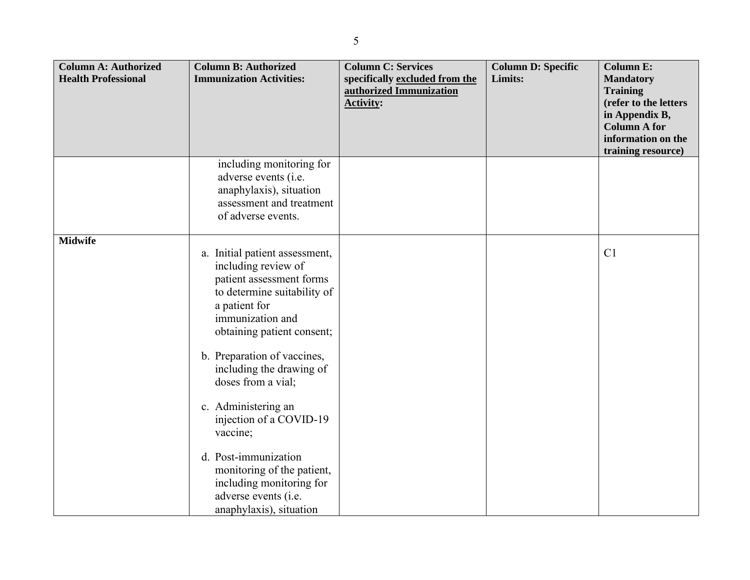| Column A: Authorized Health Professional | Column B: Authorized Immunization Activities: | Column C: Services specifically excluded from the authorized Immunization Activity: | Column D: Specific Limits: | Column E: Mandatory Training (refer to the letters in Appendix B, Column A for information on the training resource) |
|---|---|---|---|---|
| | including monitoring for adverse events (i.e. anaphylaxis), situation assessment and treatment of adverse events. | | | |
| **Midwife** | a. Initial patient assessment, including review of patient assessment forms to determine suitability of a patient for immunization and obtaining patient consent;<br><br>b. Preparation of vaccines, including the drawing of doses from a vial;<br><br>c. Administering an injection of a COVID-19 vaccine;<br><br>d. Post-immunization monitoring of the patient, including monitoring for adverse events (i.e. anaphylaxis), situation | | | C1 |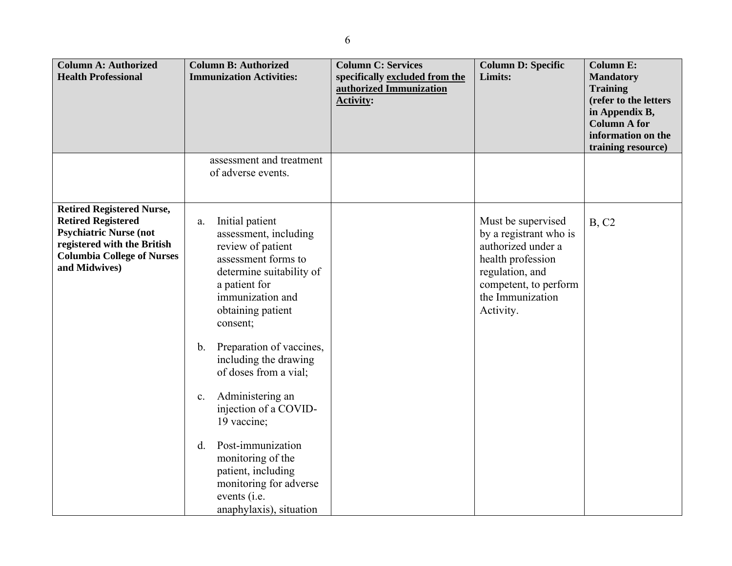| Column A: Authorized Health Professional | Column B: Authorized Immunization Activities: | Column C: Services specifically excluded from the authorized Immunization Activity: | Column D: Specific Limits: | Column E: Mandatory Training (refer to the letters in Appendix B, Column A for information on the training resource) |
|---|---|---|---|---|
| | assessment and treatment of adverse events. | | | |
| **Retired Registered Nurse, Retired Registered Psychiatric Nurse (not registered with the British Columbia College of Nurses and Midwives)** | a. Initial patient assessment, including review of patient assessment forms to determine suitability of a patient for immunization and obtaining patient consent;<br><br>b. Preparation of vaccines, including the drawing of doses from a vial;<br><br>c. Administering an injection of a COVID-19 vaccine;<br><br>d. Post-immunization monitoring of the patient, including monitoring for adverse events (i.e. anaphylaxis), situation | | Must be supervised by a registrant who is authorized under a health profession regulation, and competent, to perform the Immunization Activity. | B, C2 |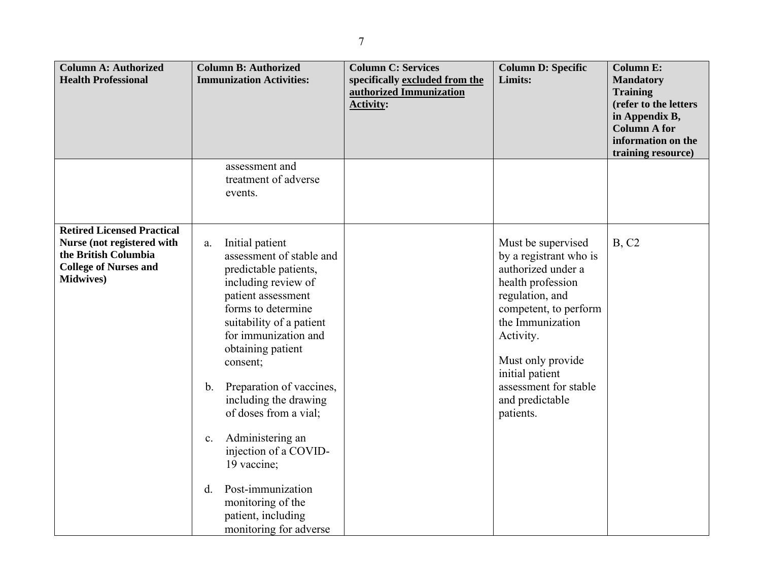| Column A: Authorized Health Professional | Column B: Authorized Immunization Activities: | Column C: Services specifically <u>excluded from the authorized Immunization Activity</u>: | Column D: Specific Limits: | Column E: Mandatory Training (refer to the letters in Appendix B, Column A for information on the training resource) |
|---|---|---|---|---|
| | assessment and treatment of adverse events. | | | |
| **Retired Licensed Practical Nurse (not registered with the British Columbia College of Nurses and Midwives)** | a. Initial patient assessment of stable and predictable patients, including review of patient assessment forms to determine suitability of a patient for immunization and obtaining patient consent;<br><br>b. Preparation of vaccines, including the drawing of doses from a vial;<br><br>c. Administering an injection of a COVID-19 vaccine;<br><br>d. Post-immunization monitoring of the patient, including monitoring for adverse | | Must be supervised by a registrant who is authorized under a health profession regulation, and competent, to perform the Immunization Activity.<br><br>Must only provide initial patient assessment for stable and predictable patients. | B, C2 |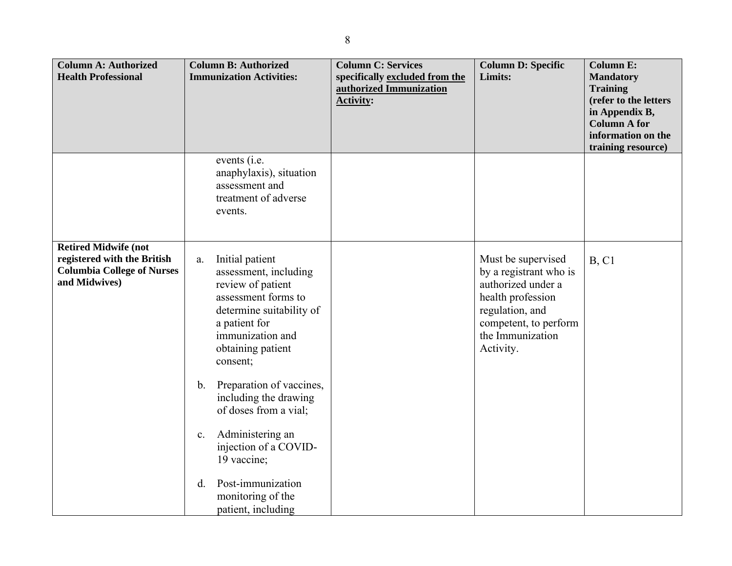| Column A: Authorized Health Professional | Column B: Authorized Immunization Activities: | Column C: Services specifically <u>excluded from the authorized Immunization Activity</u>: | Column D: Specific Limits: | Column E: Mandatory Training (refer to the letters in Appendix B, Column A for information on the training resource) |
|---|---|---|---|---|
| | events (i.e. anaphylaxis), situation assessment and treatment of adverse events. | | | |
| **Retired Midwife (not registered with the British Columbia College of Nurses and Midwives)** | a. Initial patient assessment, including review of patient assessment forms to determine suitability of a patient for immunization and obtaining patient consent;<br><br>b. Preparation of vaccines, including the drawing of doses from a vial;<br><br>c. Administering an injection of a COVID-19 vaccine;<br><br>d. Post-immunization monitoring of the patient, including | | Must be supervised by a registrant who is authorized under a health profession regulation, and competent, to perform the Immunization Activity. | B, C1 |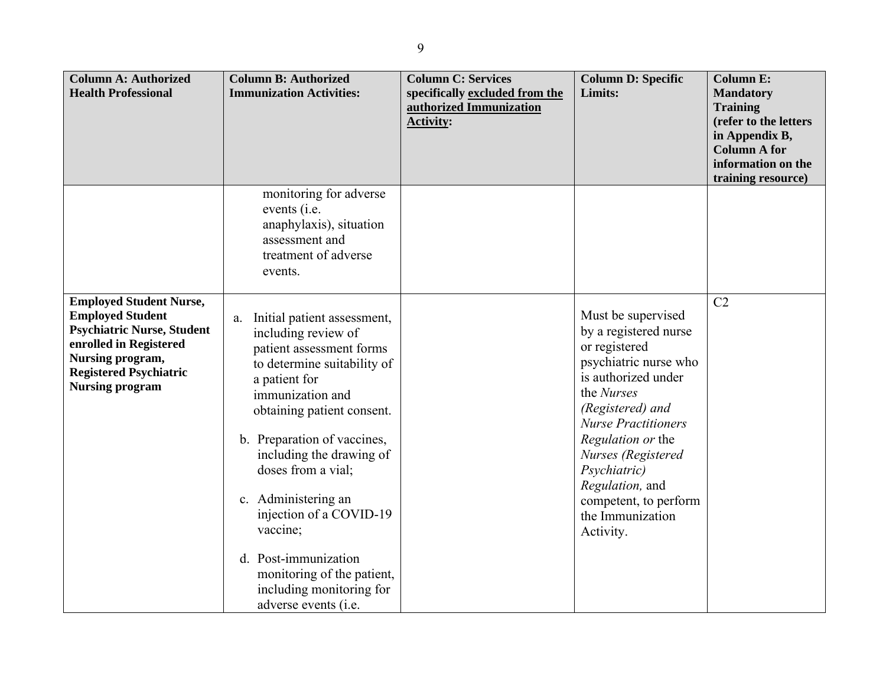| Column A: Authorized Health Professional | Column B: Authorized Immunization Activities: | Column C: Services specifically <u>excluded from the authorized Immunization Activity</u>: | Column D: Specific Limits: | Column E: Mandatory Training (refer to the letters in Appendix B, Column A for information on the training resource) |
|---|---|---|---|---|
| | monitoring for adverse events (i.e. anaphylaxis), situation assessment and treatment of adverse events. | | | |
| **Employed Student Nurse, Employed Student Psychiatric Nurse, Student enrolled in Registered Nursing program, Registered Psychiatric Nursing program** | a. Initial patient assessment, including review of patient assessment forms to determine suitability of a patient for immunization and obtaining patient consent.<br><br>b. Preparation of vaccines, including the drawing of doses from a vial;<br><br>c. Administering an injection of a COVID-19 vaccine;<br><br>d. Post-immunization monitoring of the patient, including monitoring for adverse events (i.e. | | Must be supervised by a registered nurse or registered psychiatric nurse who is authorized under the *Nurses (Registered) and Nurse Practitioners Regulation or* the *Nurses (Registered Psychiatric) Regulation,* and competent, to perform the Immunization Activity. | C2 |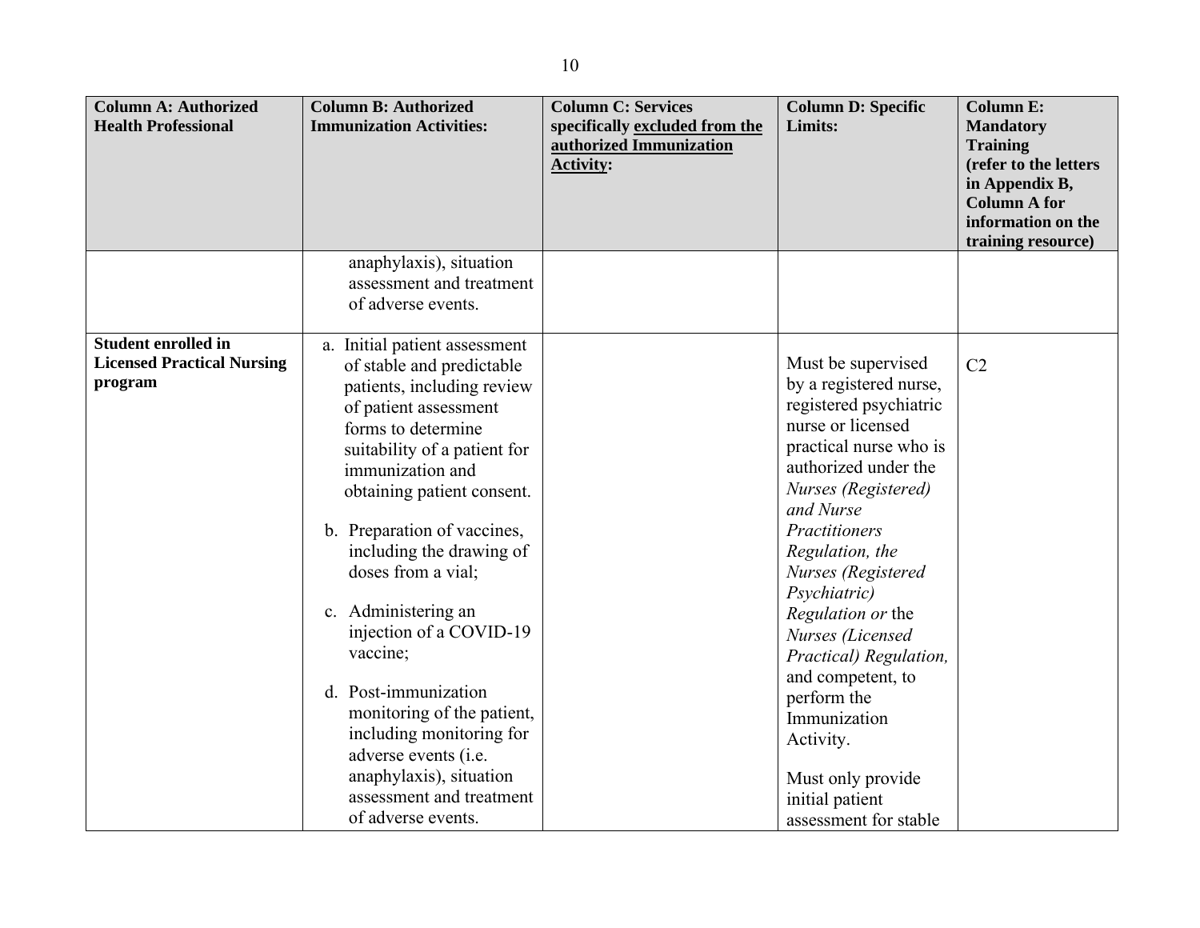| Column A: Authorized Health Professional | Column B: Authorized Immunization Activities: | Column C: Services specifically excluded from the authorized Immunization Activity: | Column D: Specific Limits: | Column E: Mandatory Training (refer to the letters in Appendix B, Column A for information on the training resource) |
|---|---|---|---|---|
| | anaphylaxis), situation assessment and treatment of adverse events. | | | |
| **Student enrolled in Licensed Practical Nursing program** | a. Initial patient assessment of stable and predictable patients, including review of patient assessment forms to determine suitability of a patient for immunization and obtaining patient consent.<br><br>b. Preparation of vaccines, including the drawing of doses from a vial;<br><br>c. Administering an injection of a COVID-19 vaccine;<br><br>d. Post-immunization monitoring of the patient, including monitoring for adverse events (i.e. anaphylaxis), situation assessment and treatment of adverse events. | | Must be supervised by a registered nurse, registered psychiatric nurse or licensed practical nurse who is authorized under the *Nurses (Registered) and Nurse Practitioners Regulation, the Nurses (Registered Psychiatric) Regulation or* the *Nurses (Licensed Practical) Regulation,* and competent, to perform the Immunization Activity.<br><br>Must only provide initial patient assessment for stable | C2 |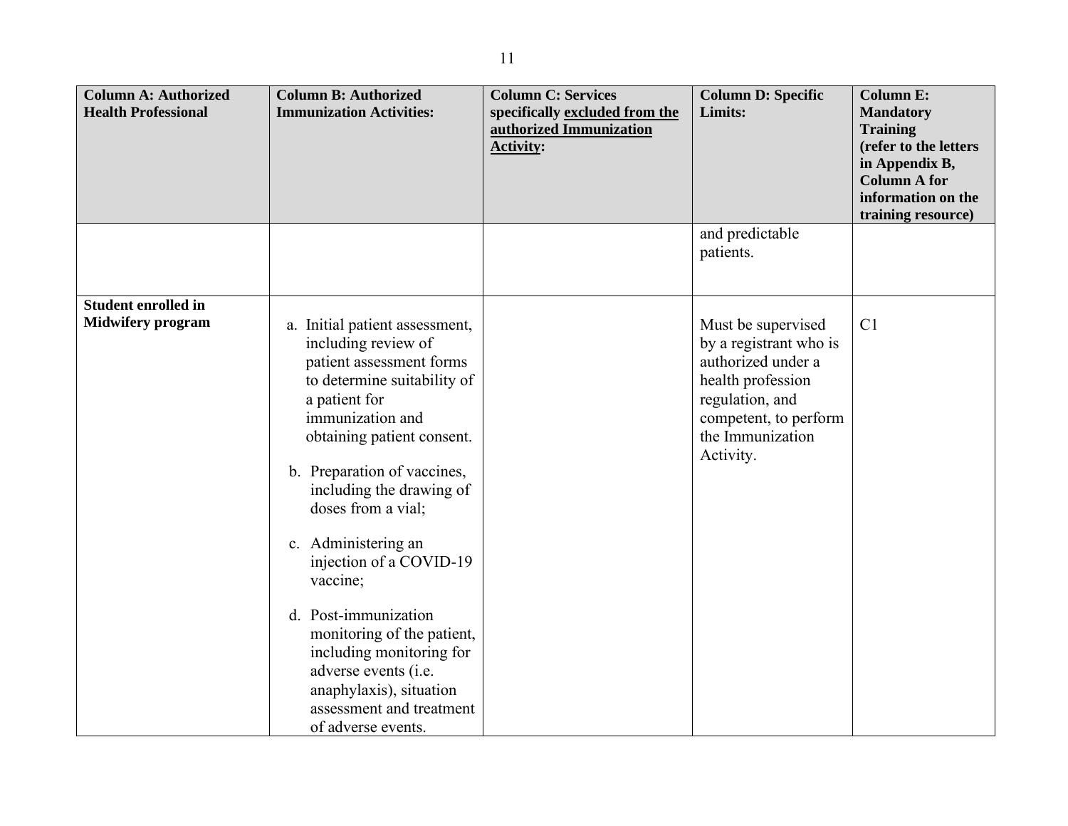| Column A: Authorized Health Professional | Column B: Authorized Immunization Activities: | Column C: Services specifically excluded from the authorized Immunization Activity: | Column D: Specific Limits: | Column E: Mandatory Training (refer to the letters in Appendix B, Column A for information on the training resource) |
|---|---|---|---|---|
| | | | and predictable patients. | |
| **Student enrolled in Midwifery program** | a. Initial patient assessment, including review of patient assessment forms to determine suitability of a patient for immunization and obtaining patient consent.<br><br>b. Preparation of vaccines, including the drawing of doses from a vial;<br><br>c. Administering an injection of a COVID-19 vaccine;<br><br>d. Post-immunization monitoring of the patient, including monitoring for adverse events (i.e. anaphylaxis), situation assessment and treatment of adverse events. | | Must be supervised by a registrant who is authorized under a health profession regulation, and competent, to perform the Immunization Activity. | C1 |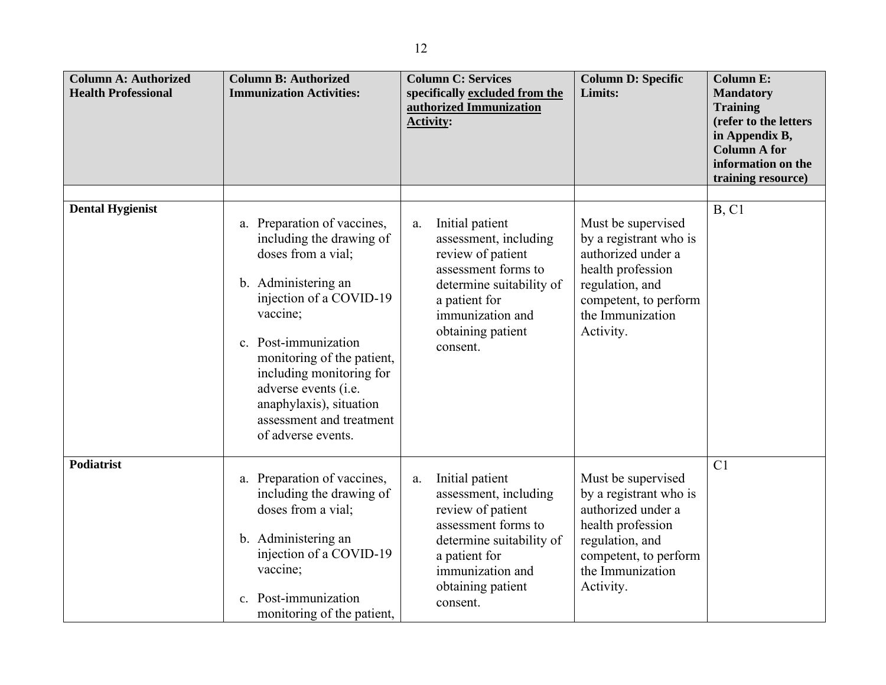| Column A: Authorized Health Professional | Column B: Authorized Immunization Activities: | Column C: Services specifically <u>excluded from the authorized Immunization Activity</u>: | Column D: Specific Limits: | Column E: Mandatory Training (refer to the letters in Appendix B, Column A for information on the training resource) |
|---|---|---|---|---|
| | | | | |
| **Dental Hygienist** | a. Preparation of vaccines, including the drawing of doses from a vial;<br><br>b. Administering an injection of a COVID-19 vaccine;<br><br>c. Post-immunization monitoring of the patient, including monitoring for adverse events (i.e. anaphylaxis), situation assessment and treatment of adverse events. | a. Initial patient assessment, including review of patient assessment forms to determine suitability of a patient for immunization and obtaining patient consent. | Must be supervised by a registrant who is authorized under a health profession regulation, and competent, to perform the Immunization Activity. | B, C1 |
| **Podiatrist** | a. Preparation of vaccines, including the drawing of doses from a vial;<br><br>b. Administering an injection of a COVID-19 vaccine;<br><br>c. Post-immunization monitoring of the patient, | a. Initial patient assessment, including review of patient assessment forms to determine suitability of a patient for immunization and obtaining patient consent. | Must be supervised by a registrant who is authorized under a health profession regulation, and competent, to perform the Immunization Activity. | C1 |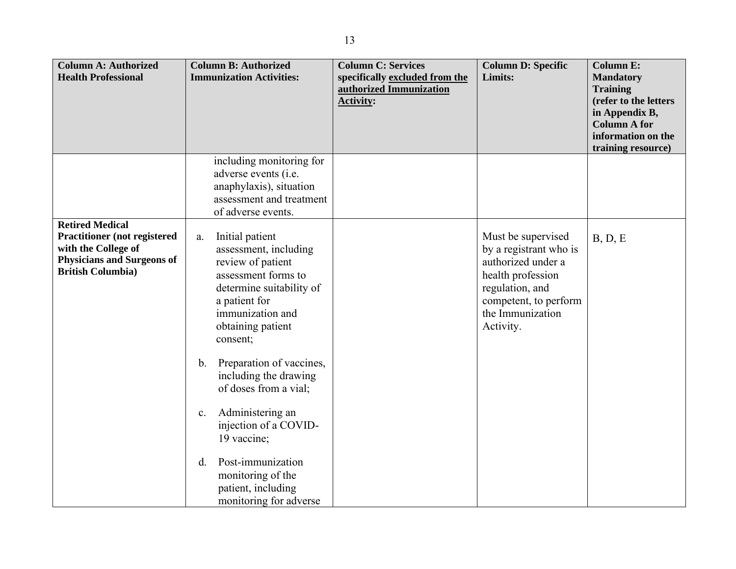| Column A: Authorized Health Professional | Column B: Authorized Immunization Activities: | Column C: Services specifically excluded from the authorized Immunization Activity: | Column D: Specific Limits: | Column E: Mandatory Training (refer to the letters in Appendix B, Column A for information on the training resource) |
|---|---|---|---|---|
| | including monitoring for adverse events (i.e. anaphylaxis), situation assessment and treatment of adverse events. | | | |
| **Retired Medical Practitioner (not registered with the College of Physicians and Surgeons of British Columbia)** | a. Initial patient assessment, including review of patient assessment forms to determine suitability of a patient for immunization and obtaining patient consent;<br><br>b. Preparation of vaccines, including the drawing of doses from a vial;<br><br>c. Administering an injection of a COVID-19 vaccine;<br><br>d. Post-immunization monitoring of the patient, including monitoring for adverse | | Must be supervised by a registrant who is authorized under a health profession regulation, and competent, to perform the Immunization Activity. | B, D, E |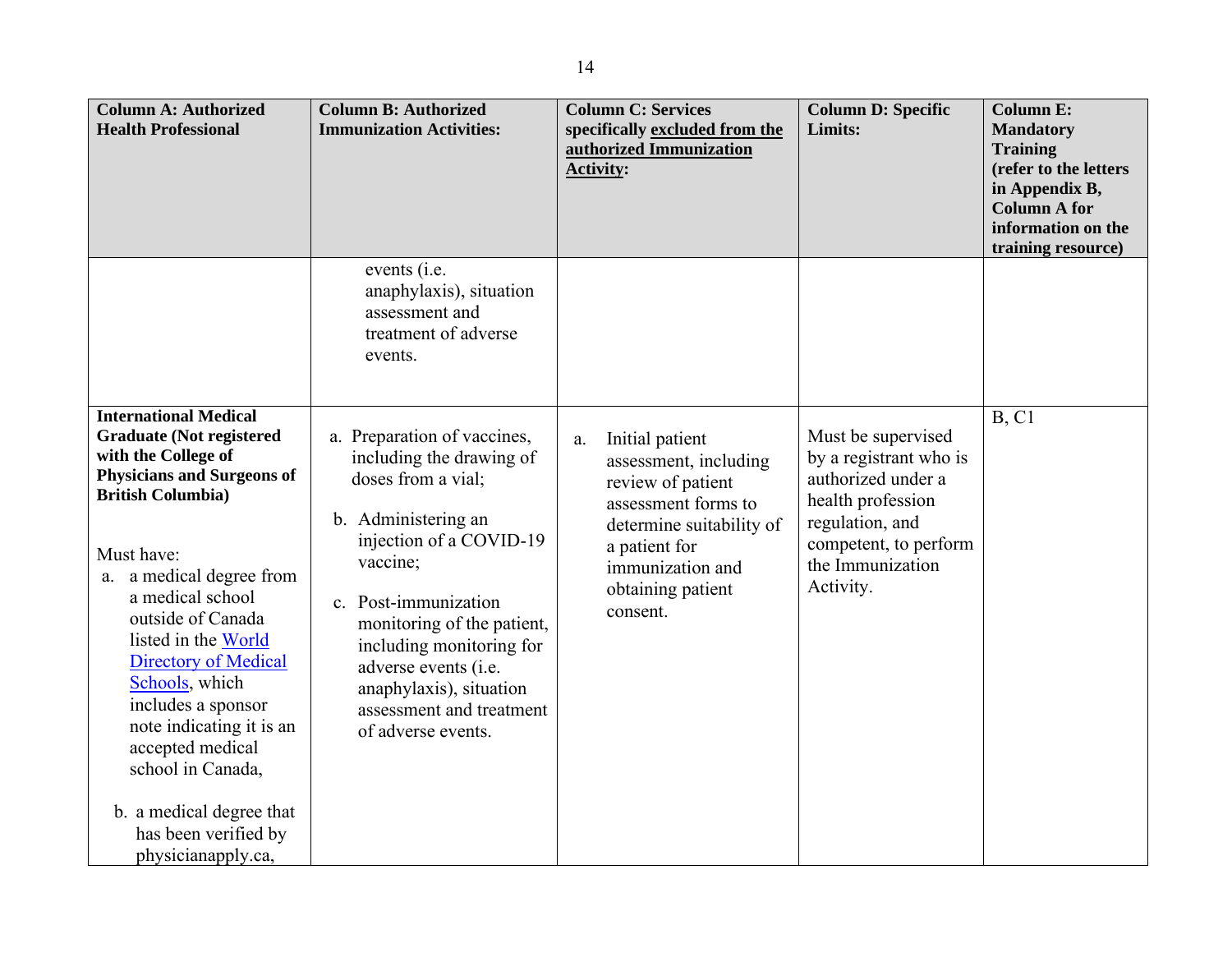| Column A: Authorized Health Professional | Column B: Authorized Immunization Activities: | Column C: Services specifically <u>excluded from the authorized Immunization Activity</u>: | Column D: Specific Limits: | Column E: Mandatory Training (refer to the letters in Appendix B, Column A for information on the training resource) |
|---|---|---|---|---|
| | events (i.e. anaphylaxis), situation assessment and treatment of adverse events. | | | |
| **International Medical Graduate (Not registered with the College of Physicians and Surgeons of British Columbia)**<br><br>Must have:<br>a. a medical degree from a medical school outside of Canada listed in the World Directory of Medical Schools, which includes a sponsor note indicating it is an accepted medical school in Canada,<br><br>b. a medical degree that has been verified by physicianapply.ca, | a. Preparation of vaccines, including the drawing of doses from a vial;<br><br>b. Administering an injection of a COVID-19 vaccine;<br><br>c. Post-immunization monitoring of the patient, including monitoring for adverse events (i.e. anaphylaxis), situation assessment and treatment of adverse events. | a. Initial patient assessment, including review of patient assessment forms to determine suitability of a patient for immunization and obtaining patient consent. | Must be supervised by a registrant who is authorized under a health profession regulation, and competent, to perform the Immunization Activity. | B, C1 |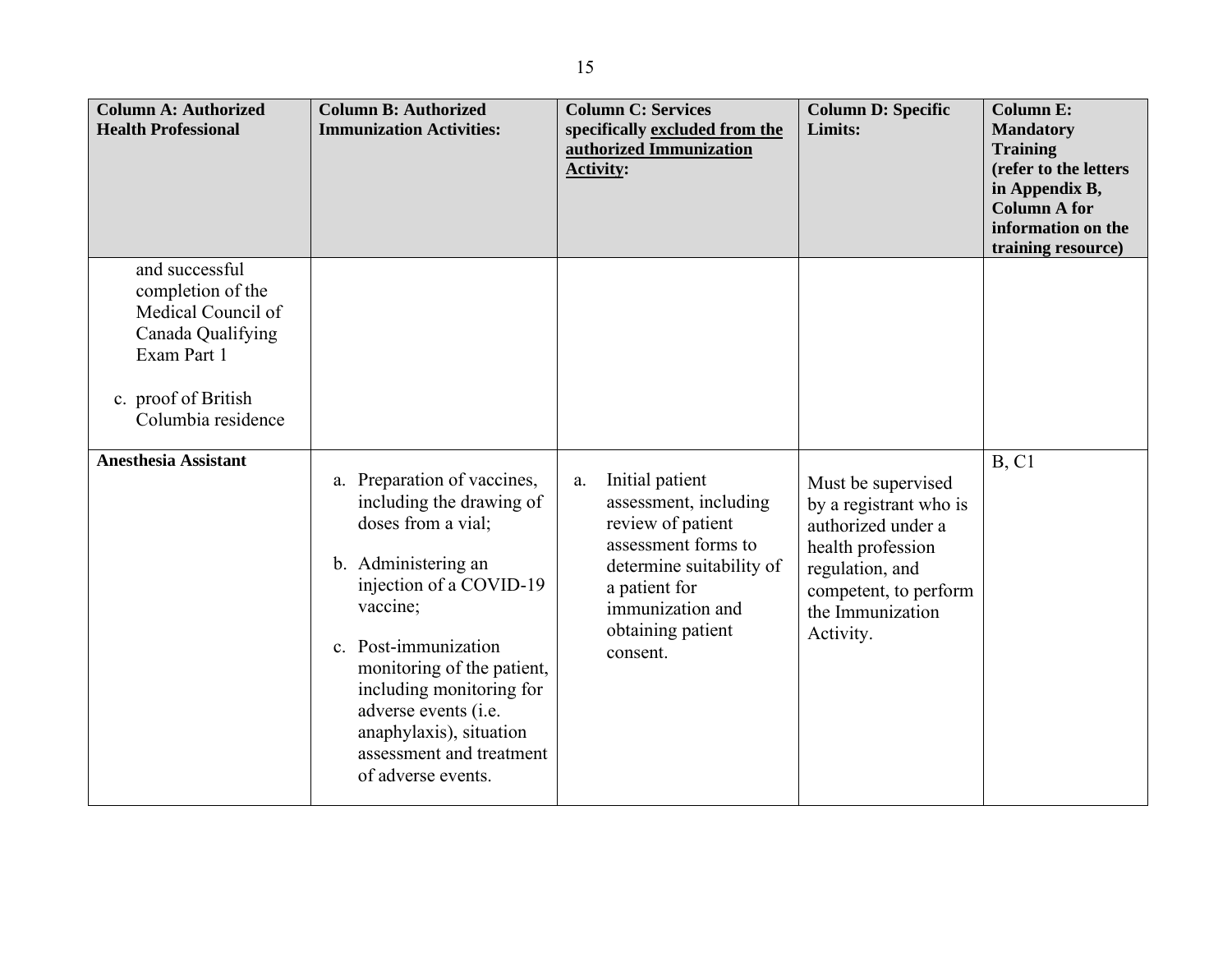| Column A: Authorized Health Professional | Column B: Authorized Immunization Activities: | Column C: Services specifically <u>excluded from the authorized Immunization Activity</u>: | Column D: Specific Limits: | Column E: Mandatory Training (refer to the letters in Appendix B, Column A for information on the training resource) |
|---|---|---|---|---|
| and successful completion of the Medical Council of Canada Qualifying Exam Part 1<br><br>c. proof of British Columbia residence | | | | |
| **Anesthesia Assistant** | a. Preparation of vaccines, including the drawing of doses from a vial;<br><br>b. Administering an injection of a COVID-19 vaccine;<br><br>c. Post-immunization monitoring of the patient, including monitoring for adverse events (i.e. anaphylaxis), situation assessment and treatment of adverse events. | a. Initial patient assessment, including review of patient assessment forms to determine suitability of a patient for immunization and obtaining patient consent. | Must be supervised by a registrant who is authorized under a health profession regulation, and competent, to perform the Immunization Activity. | B, C1 |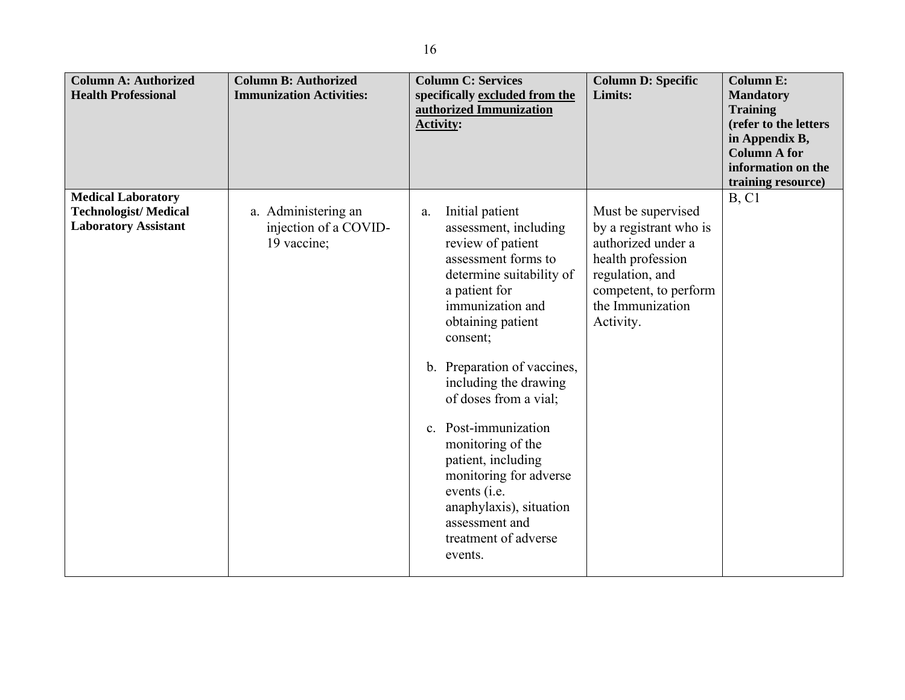| Column A: Authorized Health Professional | Column B: Authorized Immunization Activities: | Column C: Services specifically excluded from the authorized Immunization Activity: | Column D: Specific Limits: | Column E: Mandatory Training (refer to the letters in Appendix B, Column A for information on the training resource) |
|---|---|---|---|---|
| **Medical Laboratory Technologist/ Medical Laboratory Assistant** | a. Administering an injection of a COVID-19 vaccine; | a. Initial patient assessment, including review of patient assessment forms to determine suitability of a patient for immunization and obtaining patient consent;<br><br>b. Preparation of vaccines, including the drawing of doses from a vial;<br><br>c. Post-immunization monitoring of the patient, including monitoring for adverse events (i.e. anaphylaxis), situation assessment and treatment of adverse events. | Must be supervised by a registrant who is authorized under a health profession regulation, and competent, to perform the Immunization Activity. | B, C1 |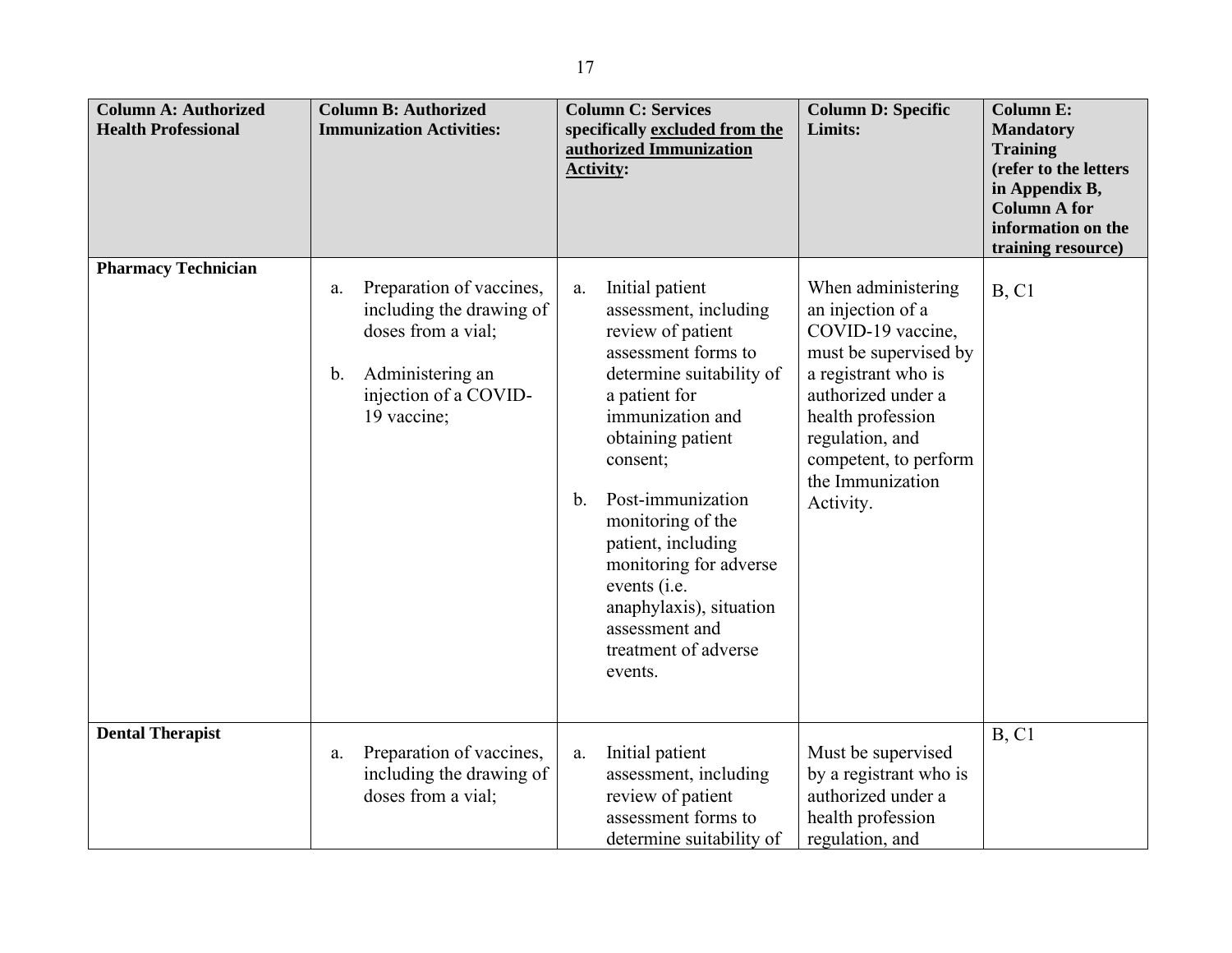| Column A: Authorized Health Professional | Column B: Authorized Immunization Activities: | Column C: Services specifically excluded from the authorized Immunization Activity: | Column D: Specific Limits: | Column E: Mandatory Training (refer to the letters in Appendix B, Column A for information on the training resource) |
|---|---|---|---|---|
| **Pharmacy Technician** | a. Preparation of vaccines, including the drawing of doses from a vial;<br><br>b. Administering an injection of a COVID-19 vaccine; | a. Initial patient assessment, including review of patient assessment forms to determine suitability of a patient for immunization and obtaining patient consent;<br><br>b. Post-immunization monitoring of the patient, including monitoring for adverse events (i.e. anaphylaxis), situation assessment and treatment of adverse events. | When administering an injection of a COVID-19 vaccine, must be supervised by a registrant who is authorized under a health profession regulation, and competent, to perform the Immunization Activity. | B, C1 |
| **Dental Therapist** | a. Preparation of vaccines, including the drawing of doses from a vial; | a. Initial patient assessment, including review of patient assessment forms to determine suitability of | Must be supervised by a registrant who is authorized under a health profession regulation, and | B, C1 |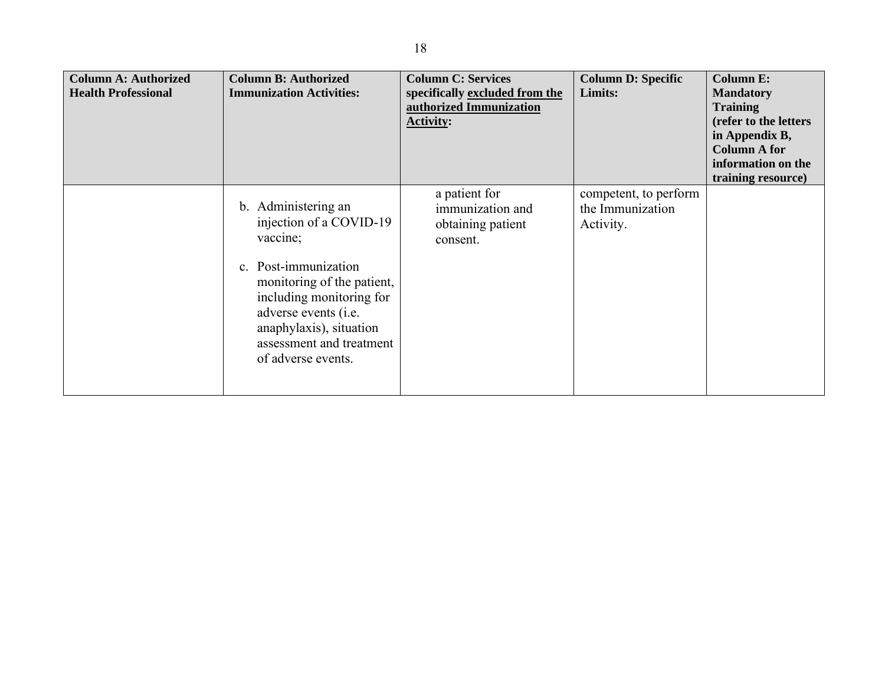| Column A: Authorized Health Professional | Column B: Authorized Immunization Activities: | Column C: Services specifically excluded from the authorized Immunization Activity: | Column D: Specific Limits: | Column E: Mandatory Training (refer to the letters in Appendix B, Column A for information on the training resource) |
|---|---|---|---|---|
| | b. Administering an injection of a COVID-19 vaccine; <br><br> c. Post-immunization monitoring of the patient, including monitoring for adverse events (i.e. anaphylaxis), situation assessment and treatment of adverse events. | a patient for immunization and obtaining patient consent. | competent, to perform the Immunization Activity. | |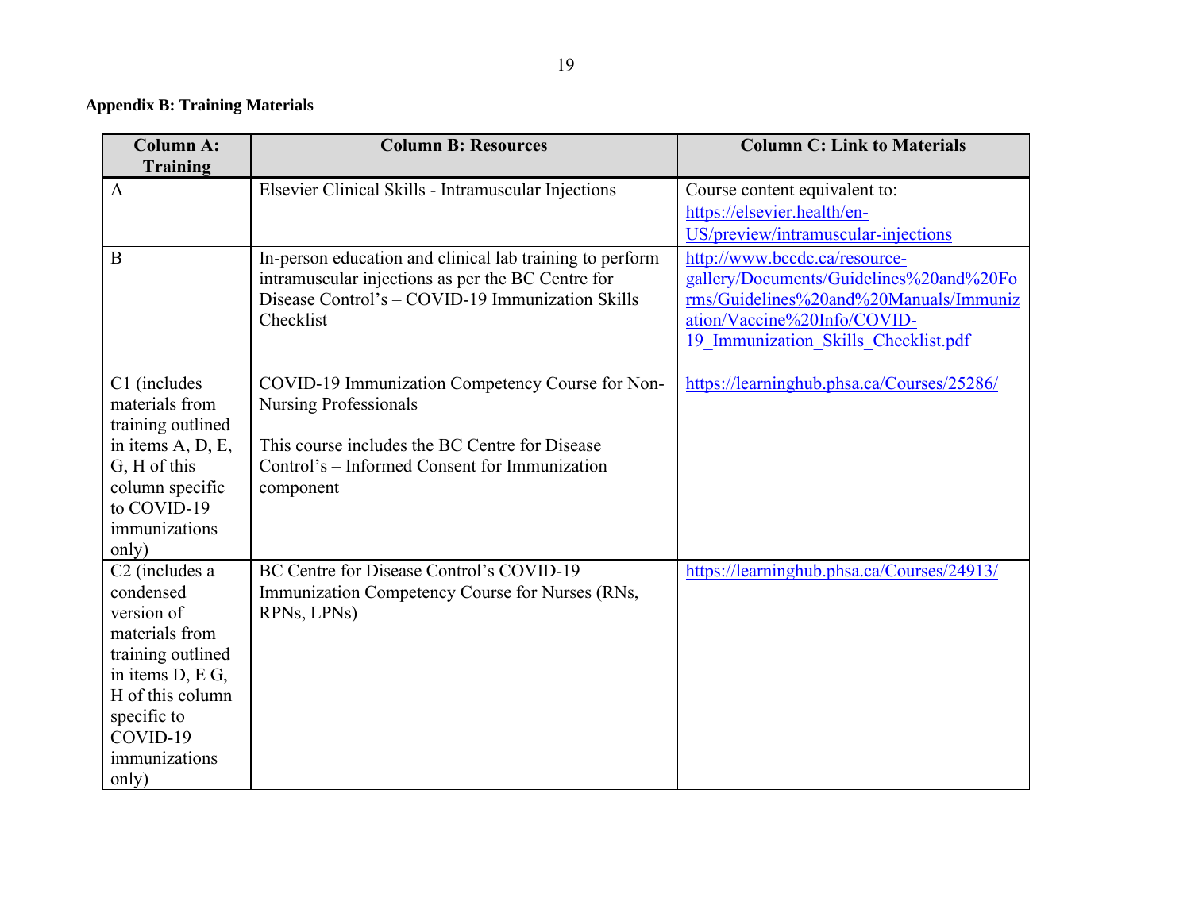**Appendix B: Training Materials**

| Column A: Training | Column B: Resources | Column C: Link to Materials |
|---|---|---|
| A | Elsevier Clinical Skills - Intramuscular Injections | Course content equivalent to: https://elsevier.health/en-US/preview/intramuscular-injections |
| B | In-person education and clinical lab training to perform intramuscular injections as per the BC Centre for Disease Control's – COVID-19 Immunization Skills Checklist | http://www.bccdc.ca/resource-gallery/Documents/Guidelines%20and%20Forms/Guidelines%20and%20Manuals/Immunization/Vaccine%20Info/COVID-19_Immunization_Skills_Checklist.pdf |
| C1 (includes materials from training outlined in items A, D, E, G, H of this column specific to COVID-19 immunizations only) | COVID-19 Immunization Competency Course for Non-Nursing Professionals<br><br>This course includes the BC Centre for Disease Control's – Informed Consent for Immunization component | https://learninghub.phsa.ca/Courses/25286/ |
| C2 (includes a condensed version of materials from training outlined in items D, E G, H of this column specific to COVID-19 immunizations only) | BC Centre for Disease Control's COVID-19 Immunization Competency Course for Nurses (RNs, RPNs, LPNs) | https://learninghub.phsa.ca/Courses/24913/ |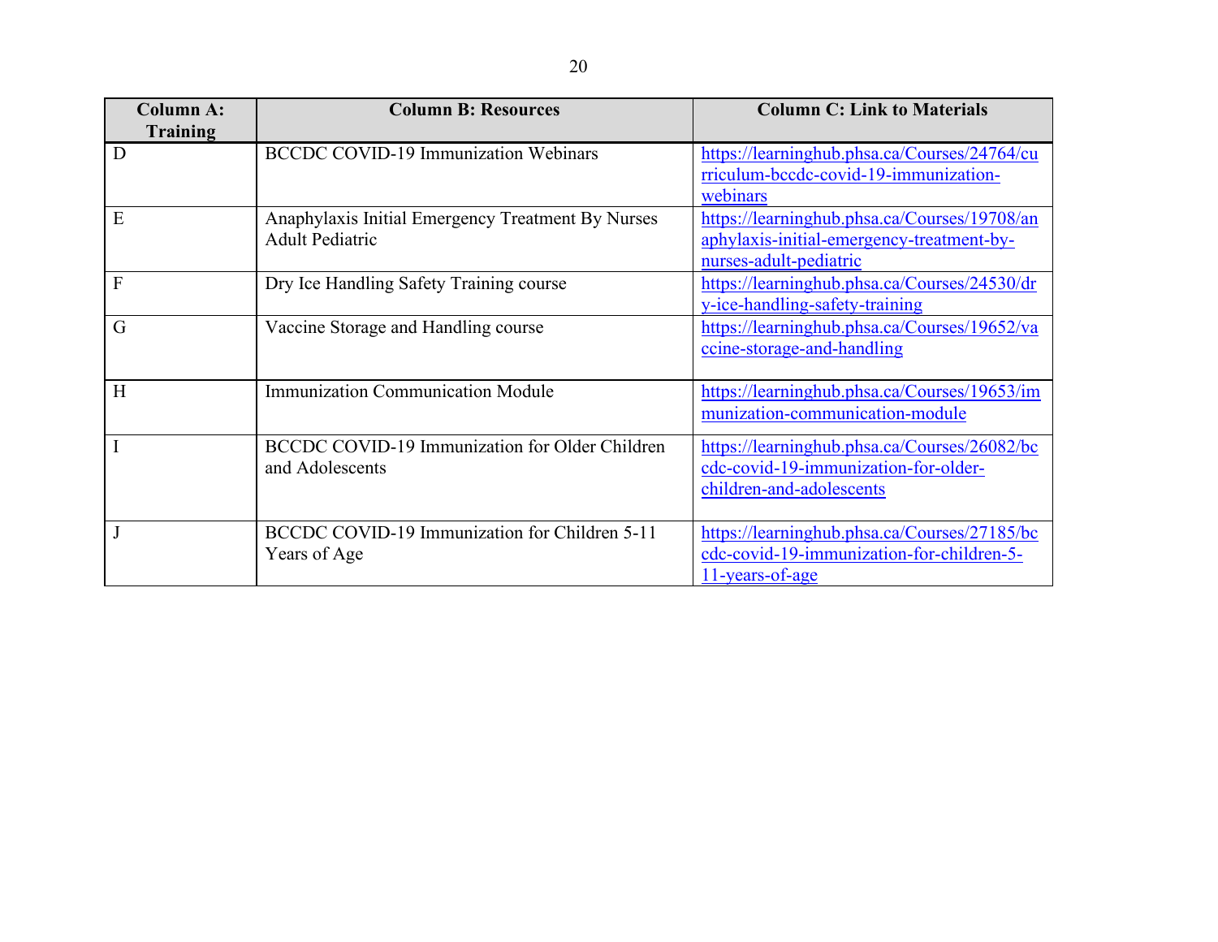| Column A: Training | Column B: Resources | Column C: Link to Materials |
|---|---|---|
| D | BCCDC COVID-19 Immunization Webinars | https://learninghub.phsa.ca/Courses/24764/curriculum-bccdc-covid-19-immunization-webinars |
| E | Anaphylaxis Initial Emergency Treatment By Nurses Adult Pediatric | https://learninghub.phsa.ca/Courses/19708/anaphylaxis-initial-emergency-treatment-by-nurses-adult-pediatric |
| F | Dry Ice Handling Safety Training course | https://learninghub.phsa.ca/Courses/24530/dry-ice-handling-safety-training |
| G | Vaccine Storage and Handling course | https://learninghub.phsa.ca/Courses/19652/vaccine-storage-and-handling |
| H | Immunization Communication Module | https://learninghub.phsa.ca/Courses/19653/immunization-communication-module |
| I | BCCDC COVID-19 Immunization for Older Children and Adolescents | https://learninghub.phsa.ca/Courses/26082/bccdc-covid-19-immunization-for-older-children-and-adolescents |
| J | BCCDC COVID-19 Immunization for Children 5-11 Years of Age | https://learninghub.phsa.ca/Courses/27185/bccdc-covid-19-immunization-for-children-5-11-years-of-age |